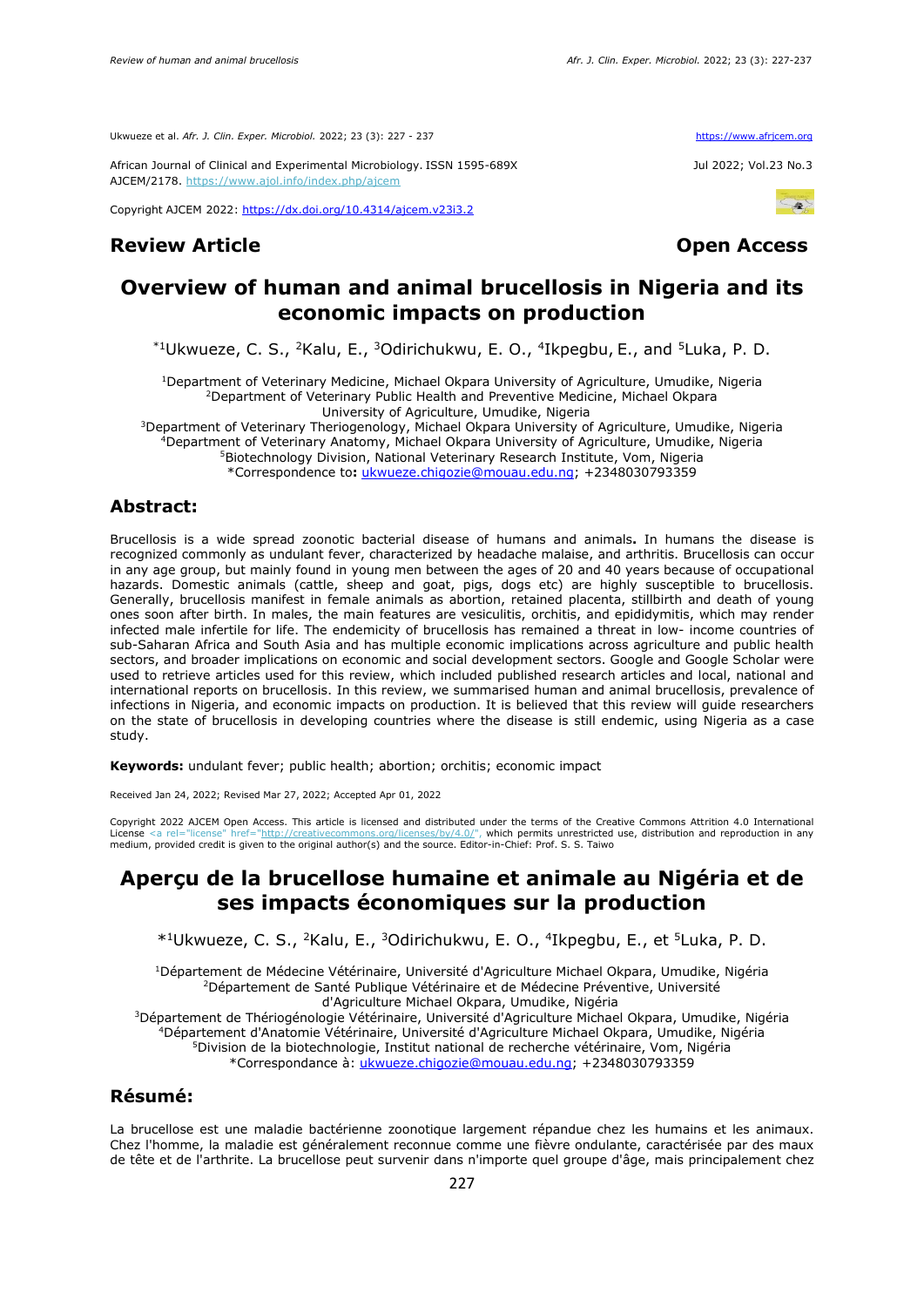Ukwueze et al. *Afr. J. Clin. Exper. Microbiol.* 2022; 23 (3): 227 - 237 https://www.afrjcem.org

African Journal of Clinical and Experimental Microbiology. ISSN 1595-689X Jul 2022; Vol.23 No.3
AJCEM/2178. https://www.ajol.info/index.php/ajcem

Copyright AJCEM 2022: https://dx.doi.org/10.4314/ajcem.v23i3.2

**Review Article** **Open Access**

# Overview of human and animal brucellosis in Nigeria and its economic impacts on production

*[1]Ukwueze, C. S., [2]Kalu, E., [3]Odirichukwu, E. O., [4]Ikpegbu, E., and [5]Luka, P. D.

[1]Department of Veterinary Medicine, Michael Okpara University of Agriculture, Umudike, Nigeria
[2]Department of Veterinary Public Health and Preventive Medicine, Michael Okpara University of Agriculture, Umudike, Nigeria
[3]Department of Veterinary Theriogenology, Michael Okpara University of Agriculture, Umudike, Nigeria
[4]Department of Veterinary Anatomy, Michael Okpara University of Agriculture, Umudike, Nigeria
[5]Biotechnology Division, National Veterinary Research Institute, Vom, Nigeria
*Correspondence to: ukwueze.chigozie@mouau.edu.ng; +2348030793359

## Abstract:

Brucellosis is a wide spread zoonotic bacterial disease of humans and animals**.** In humans the disease is recognized commonly as undulant fever, characterized by headache malaise, and arthritis. Brucellosis can occur in any age group, but mainly found in young men between the ages of 20 and 40 years because of occupational hazards. Domestic animals (cattle, sheep and goat, pigs, dogs etc) are highly susceptible to brucellosis. Generally, brucellosis manifest in female animals as abortion, retained placenta, stillbirth and death of young ones soon after birth. In males, the main features are vesiculitis, orchitis, and epididymitis, which may render infected male infertile for life. The endemicity of brucellosis has remained a threat in low- income countries of sub-Saharan Africa and South Asia and has multiple economic implications across agriculture and public health sectors, and broader implications on economic and social development sectors. Google and Google Scholar were used to retrieve articles used for this review, which included published research articles and local, national and international reports on brucellosis. In this review, we summarised human and animal brucellosis, prevalence of infections in Nigeria, and economic impacts on production. It is believed that this review will guide researchers on the state of brucellosis in developing countries where the disease is still endemic, using Nigeria as a case study.

**Keywords:** undulant fever; public health; abortion; orchitis; economic impact

Received Jan 24, 2022; Revised Mar 27, 2022; Accepted Apr 01, 2022

Copyright 2022 AJCEM Open Access. This article is licensed and distributed under the terms of the Creative Commons Attrition 4.0 International License <a rel="license" href="http://creativecommons.org/licenses/by/4.0/", which permits unrestricted use, distribution and reproduction in any medium, provided credit is given to the original author(s) and the source. Editor-in-Chief: Prof. S. S. Taiwo

# Aperçu de la brucellose humaine et animale au Nigéria et de ses impacts économiques sur la production

*[1]Ukwueze, C. S., [2]Kalu, E., [3]Odirichukwu, E. O., [4]Ikpegbu, E., et [5]Luka, P. D.

[1]Département de Médecine Vétérinaire, Université d'Agriculture Michael Okpara, Umudike, Nigéria
[2]Département de Santé Publique Vétérinaire et de Médecine Préventive, Université d'Agriculture Michael Okpara, Umudike, Nigéria
[3]Département de Thériogénologie Vétérinaire, Université d'Agriculture Michael Okpara, Umudike, Nigéria
[4]Département d'Anatomie Vétérinaire, Université d'Agriculture Michael Okpara, Umudike, Nigéria
[5]Division de la biotechnologie, Institut national de recherche vétérinaire, Vom, Nigéria
*Correspondance à: ukwueze.chigozie@mouau.edu.ng; +2348030793359

## Résumé:

La brucellose est une maladie bactérienne zoonotique largement répandue chez les humains et les animaux. Chez l'homme, la maladie est généralement reconnue comme une fièvre ondulante, caractérisée par des maux de tête et de l'arthrite. La brucellose peut survenir dans n'importe quel groupe d'âge, mais principalement chez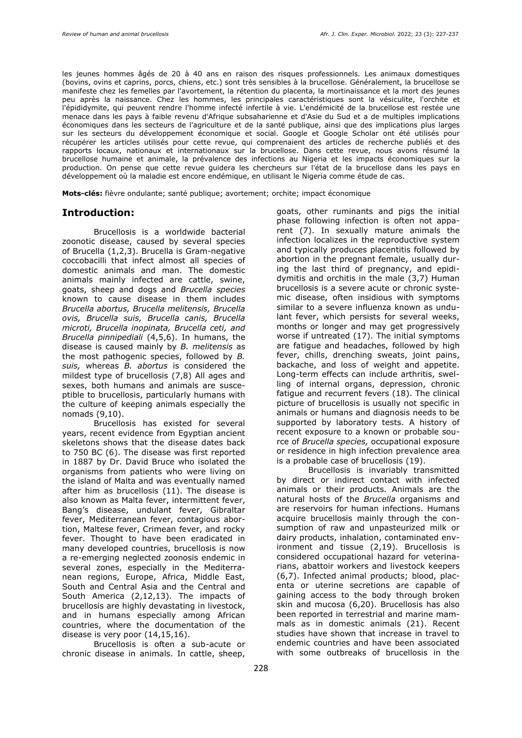les jeunes hommes âgés de 20 à 40 ans en raison des risques professionnels. Les animaux domestiques (bovins, ovins et caprins, porcs, chiens, etc.) sont très sensibles à la brucellose. Généralement, la brucellose se manifeste chez les femelles par l'avortement, la rétention du placenta, la mortinaissance et la mort des jeunes peu après la naissance. Chez les hommes, les principales caractéristiques sont la vésiculite, l'orchite et l'épididymite, qui peuvent rendre l'homme infecté infertile à vie. L'endémicité de la brucellose est restée une menace dans les pays à faible revenu d'Afrique subsaharienne et d'Asie du Sud et a de multiples implications économiques dans les secteurs de l'agriculture et de la santé publique, ainsi que des implications plus larges sur les secteurs du développement économique et social. Google et Google Scholar ont été utilisés pour récupérer les articles utilisés pour cette revue, qui comprenaient des articles de recherche publiés et des rapports locaux, nationaux et internationaux sur la brucellose. Dans cette revue, nous avons résumé la brucellose humaine et animale, la prévalence des infections au Nigeria et les impacts économiques sur la production. On pense que cette revue guidera les chercheurs sur l'état de la brucellose dans les pays en développement où la maladie est encore endémique, en utilisant le Nigeria comme étude de cas.

**Mots-clés:** fièvre ondulante; santé publique; avortement; orchite; impact économique

## Introduction:

Brucellosis is a worldwide bacterial zoonotic disease, caused by several species of Brucella (1,2,3). Brucella is Gram-negative coccobacilli that infect almost all species of domestic animals and man. The domestic animals mainly infected are cattle, swine, goats, sheep and dogs and *Brucella species* known to cause disease in them includes *Brucella abortus, Brucella melitensis, Brucella ovis, Brucella suis, Brucella canis, Brucella microti, Brucella inopinata, Brucella ceti, and Brucella pinnipediali* (4,5,6). In humans, the disease is caused mainly by *B. melitensis* as the most pathogenic species, followed by *B. suis,* whereas *B. abortus* is considered the mildest type of brucellosis (7,8) All ages and sexes, both humans and animals are susceptible to brucellosis, particularly humans with the culture of keeping animals especially the nomads (9,10).

Brucellosis has existed for several years, recent evidence from Egyptian ancient skeletons shows that the disease dates back to 750 BC (6). The disease was first reported in 1887 by Dr. David Bruce who isolated the organisms from patients who were living on the island of Malta and was eventually named after him as brucellosis (11). The disease is also known as Malta fever, intermittent fever, Bang's disease, undulant fever, Gibraltar fever, Mediterranean fever, contagious abortion, Maltese fever, Crimean fever, and rocky fever. Thought to have been eradicated in many developed countries, brucellosis is now a re-emerging neglected zoonosis endemic in several zones, especially in the Mediterranean regions, Europe, Africa, Middle East, South and Central Asia and the Central and South America (2,12,13). The impacts of brucellosis are highly devastating in livestock, and in humans especially among African countries, where the documentation of the disease is very poor (14,15,16).

Brucellosis is often a sub-acute or chronic disease in animals. In cattle, sheep, goats, other ruminants and pigs the initial phase following infection is often not apparent (7). In sexually mature animals the infection localizes in the reproductive system and typically produces placentitis followed by abortion in the pregnant female, usually during the last third of pregnancy, and epididymitis and orchitis in the male (3,7) Human brucellosis is a severe acute or chronic systemic disease, often insidious with symptoms similar to a severe influenza known as undulant fever, which persists for several weeks, months or longer and may get progressively worse if untreated (17). The initial symptoms are fatigue and headaches, followed by high fever, chills, drenching sweats, joint pains, backache, and loss of weight and appetite. Long-term effects can include arthritis, swelling of internal organs, depression, chronic fatigue and recurrent fevers (18). The clinical picture of brucellosis is usually not specific in animals or humans and diagnosis needs to be supported by laboratory tests. A history of recent exposure to a known or probable source of *Brucella species,* occupational exposure or residence in high infection prevalence area is a probable case of brucellosis (19).

Brucellosis is invariably transmitted by direct or indirect contact with infected animals or their products. Animals are the natural hosts of the *Brucella* organisms and are reservoirs for human infections. Humans acquire brucellosis mainly through the consumption of raw and unpasteurized milk or dairy products, inhalation, contaminated environment and tissue (2,19). Brucellosis is considered occupational hazard for veterinarians, abattoir workers and livestock keepers (6,7). Infected animal products; blood, placenta or uterine secretions are capable of gaining access to the body through broken skin and mucosa (6,20). Brucellosis has also been reported in terrestrial and marine mammals as in domestic animals (21). Recent studies have shown that increase in travel to endemic countries and have been associated with some outbreaks of brucellosis in the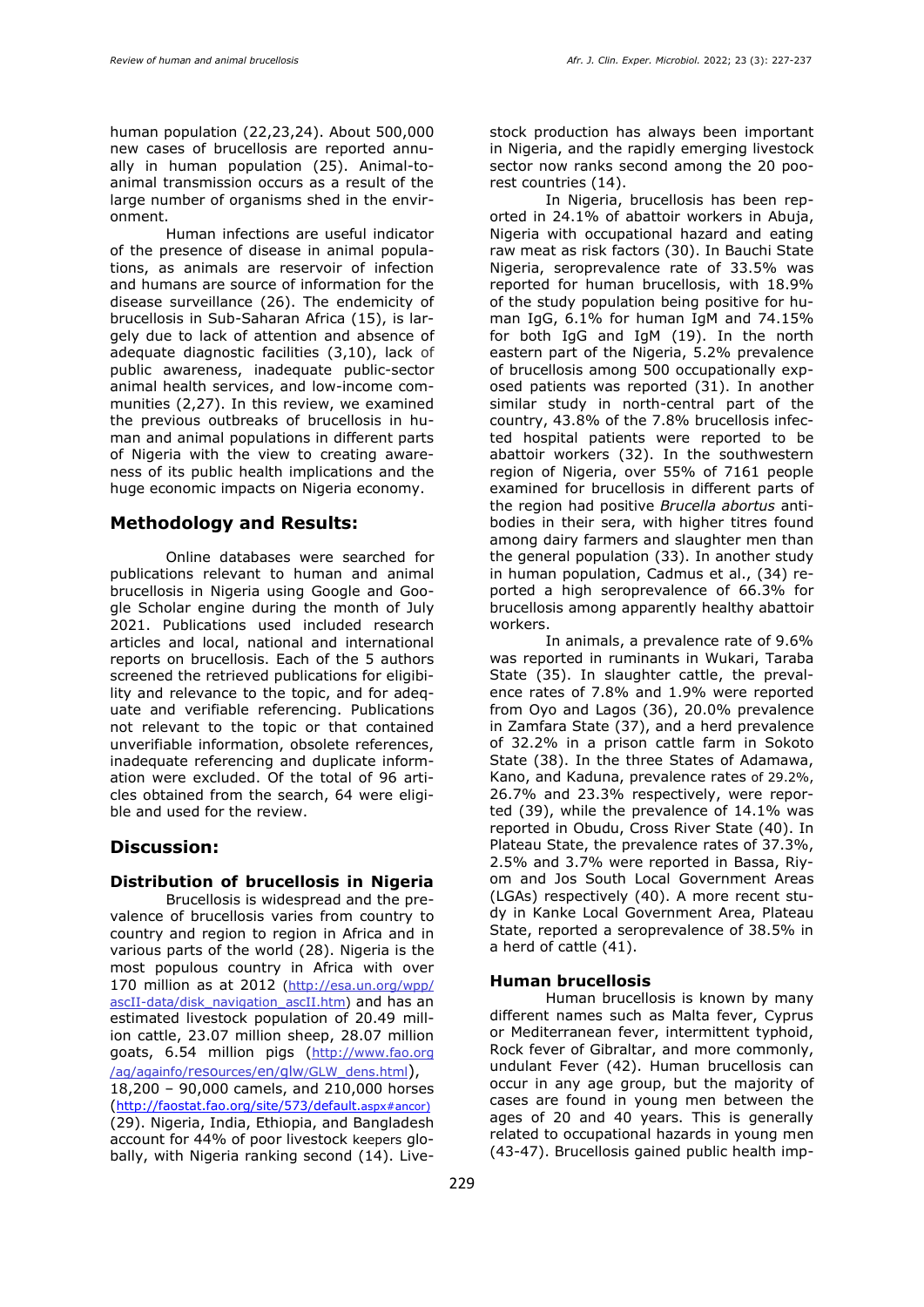human population (22,23,24). About 500,000 new cases of brucellosis are reported annually in human population (25). Animal-to-animal transmission occurs as a result of the large number of organisms shed in the environment.

Human infections are useful indicator of the presence of disease in animal populations, as animals are reservoir of infection and humans are source of information for the disease surveillance (26). The endemicity of brucellosis in Sub-Saharan Africa (15), is largely due to lack of attention and absence of adequate diagnostic facilities (3,10), lack of public awareness, inadequate public-sector animal health services, and low-income communities (2,27). In this review, we examined the previous outbreaks of brucellosis in human and animal populations in different parts of Nigeria with the view to creating awareness of its public health implications and the huge economic impacts on Nigeria economy.

## Methodology and Results:

Online databases were searched for publications relevant to human and animal brucellosis in Nigeria using Google and Google Scholar engine during the month of July 2021. Publications used included research articles and local, national and international reports on brucellosis. Each of the 5 authors screened the retrieved publications for eligibility and relevance to the topic, and for adequate and verifiable referencing. Publications not relevant to the topic or that contained unverifiable information, obsolete references, inadequate referencing and duplicate information were excluded. Of the total of 96 articles obtained from the search, 64 were eligible and used for the review.

## Discussion:

### Distribution of brucellosis in Nigeria

Brucellosis is widespread and the prevalence of brucellosis varies from country to country and region to region in Africa and in various parts of the world (28). Nigeria is the most populous country in Africa with over 170 million as at 2012 (http://esa.un.org/wpp/ascII-data/disk_navigation_ascII.htm) and has an estimated livestock population of 20.49 million cattle, 23.07 million sheep, 28.07 million goats, 6.54 million pigs (http://www.fao.org/ag/againfo/resources/en/glw/GLW_dens.html), 18,200 – 90,000 camels, and 210,000 horses (http://faostat.fao.org/site/573/default.aspx#ancor) (29). Nigeria, India, Ethiopia, and Bangladesh account for 44% of poor livestock keepers globally, with Nigeria ranking second (14). Livestock production has always been important in Nigeria, and the rapidly emerging livestock sector now ranks second among the 20 poorest countries (14).

In Nigeria, brucellosis has been reported in 24.1% of abattoir workers in Abuja, Nigeria with occupational hazard and eating raw meat as risk factors (30). In Bauchi State Nigeria, seroprevalence rate of 33.5% was reported for human brucellosis, with 18.9% of the study population being positive for human IgG, 6.1% for human IgM and 74.15% for both IgG and IgM (19). In the north eastern part of the Nigeria, 5.2% prevalence of brucellosis among 500 occupationally exposed patients was reported (31). In another similar study in north-central part of the country, 43.8% of the 7.8% brucellosis infected hospital patients were reported to be abattoir workers (32). In the southwestern region of Nigeria, over 55% of 7161 people examined for brucellosis in different parts of the region had positive *Brucella abortus* antibodies in their sera, with higher titres found among dairy farmers and slaughter men than the general population (33). In another study in human population, Cadmus et al., (34) reported a high seroprevalence of 66.3% for brucellosis among apparently healthy abattoir workers.

In animals, a prevalence rate of 9.6% was reported in ruminants in Wukari, Taraba State (35). In slaughter cattle, the prevalence rates of 7.8% and 1.9% were reported from Oyo and Lagos (36), 20.0% prevalence in Zamfara State (37), and a herd prevalence of 32.2% in a prison cattle farm in Sokoto State (38). In the three States of Adamawa, Kano, and Kaduna, prevalence rates of 29.2%, 26.7% and 23.3% respectively, were reported (39), while the prevalence of 14.1% was reported in Obudu, Cross River State (40). In Plateau State, the prevalence rates of 37.3%, 2.5% and 3.7% were reported in Bassa, Riyom and Jos South Local Government Areas (LGAs) respectively (40). A more recent study in Kanke Local Government Area, Plateau State, reported a seroprevalence of 38.5% in a herd of cattle (41).

### Human brucellosis

Human brucellosis is known by many different names such as Malta fever, Cyprus or Mediterranean fever, intermittent typhoid, Rock fever of Gibraltar, and more commonly, undulant Fever (42). Human brucellosis can occur in any age group, but the majority of cases are found in young men between the ages of 20 and 40 years. This is generally related to occupational hazards in young men (43-47). Brucellosis gained public health imp-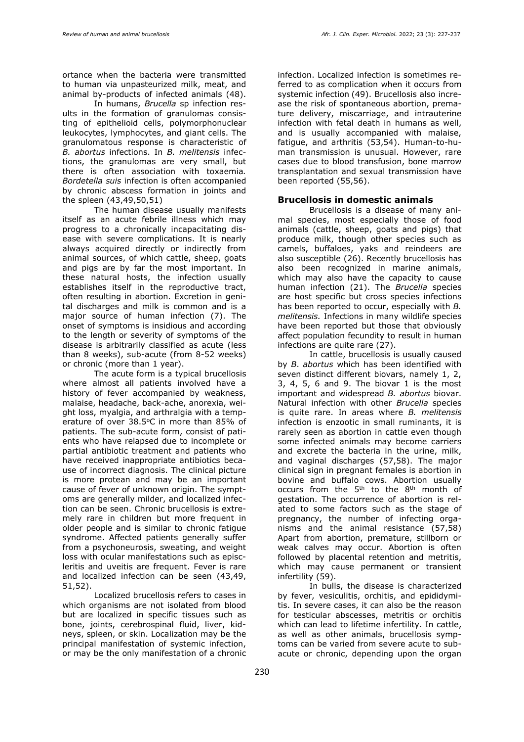ortance when the bacteria were transmitted to human via unpasteurized milk, meat, and animal by-products of infected animals (48).

In humans, *Brucella* sp infection results in the formation of granulomas consisting of epithelioid cells, polymorphonuclear leukocytes, lymphocytes, and giant cells. The granulomatous response is characteristic of *B. abortus* infections. In *B. melitensis* infections, the granulomas are very small, but there is often association with toxaemia. *Bordetella suis* infection is often accompanied by chronic abscess formation in joints and the spleen (43,49,50,51)

The human disease usually manifests itself as an acute febrile illness which may progress to a chronically incapacitating disease with severe complications. It is nearly always acquired directly or indirectly from animal sources, of which cattle, sheep, goats and pigs are by far the most important. In these natural hosts, the infection usually establishes itself in the reproductive tract, often resulting in abortion. Excretion in genital discharges and milk is common and is a major source of human infection (7). The onset of symptoms is insidious and according to the length or severity of symptoms of the disease is arbitrarily classified as acute (less than 8 weeks), sub-acute (from 8-52 weeks) or chronic (more than 1 year).

The acute form is a typical brucellosis where almost all patients involved have a history of fever accompanied by weakness, malaise, headache, back-ache, anorexia, weight loss, myalgia, and arthralgia with a temperature of over 38.5°C in more than 85% of patients. The sub-acute form, consist of patients who have relapsed due to incomplete or partial antibiotic treatment and patients who have received inappropriate antibiotics because of incorrect diagnosis. The clinical picture is more protean and may be an important cause of fever of unknown origin. The symptoms are generally milder, and localized infection can be seen. Chronic brucellosis is extremely rare in children but more frequent in older people and is similar to chronic fatigue syndrome. Affected patients generally suffer from a psychoneurosis, sweating, and weight loss with ocular manifestations such as episcleritis and uveitis are frequent. Fever is rare and localized infection can be seen (43,49,51,52).

Localized brucellosis refers to cases in which organisms are not isolated from blood but are localized in specific tissues such as bone, joints, cerebrospinal fluid, liver, kidneys, spleen, or skin. Localization may be the principal manifestation of systemic infection, or may be the only manifestation of a chronic infection. Localized infection is sometimes referred to as complication when it occurs from systemic infection (49). Brucellosis also increase the risk of spontaneous abortion, premature delivery, miscarriage, and intrauterine infection with fetal death in humans as well, and is usually accompanied with malaise, fatigue, and arthritis (53,54). Human-to-human transmission is unusual. However, rare cases due to blood transfusion, bone marrow transplantation and sexual transmission have been reported (55,56).

## Brucellosis in domestic animals

Brucellosis is a disease of many animal species, most especially those of food animals (cattle, sheep, goats and pigs) that produce milk, though other species such as camels, buffaloes, yaks and reindeers are also susceptible (26). Recently brucellosis has also been recognized in marine animals, which may also have the capacity to cause human infection (21). The *Brucella* species are host specific but cross species infections has been reported to occur, especially with *B. melitensis.* Infections in many wildlife species have been reported but those that obviously affect population fecundity to result in human infections are quite rare (27).

In cattle, brucellosis is usually caused by *B. abortus* which has been identified with seven distinct different biovars, namely 1, 2, 3, 4, 5, 6 and 9. The biovar 1 is the most important and widespread *B. abortus* biovar. Natural infection with other *Brucella* species is quite rare. In areas where *B. melitensis* infection is enzootic in small ruminants, it is rarely seen as abortion in cattle even though some infected animals may become carriers and excrete the bacteria in the urine, milk, and vaginal discharges (57,58). The major clinical sign in pregnant females is abortion in bovine and buffalo cows. Abortion usually occurs from the 5th to the 8th month of gestation. The occurrence of abortion is related to some factors such as the stage of pregnancy, the number of infecting organisms and the animal resistance (57,58) Apart from abortion, premature, stillborn or weak calves may occur. Abortion is often followed by placental retention and metritis, which may cause permanent or transient infertility (59).

In bulls, the disease is characterized by fever, vesiculitis, orchitis, and epididymitis. In severe cases, it can also be the reason for testicular abscesses, metritis or orchitis which can lead to lifetime infertility. In cattle, as well as other animals, brucellosis symptoms can be varied from severe acute to sub-acute or chronic, depending upon the organ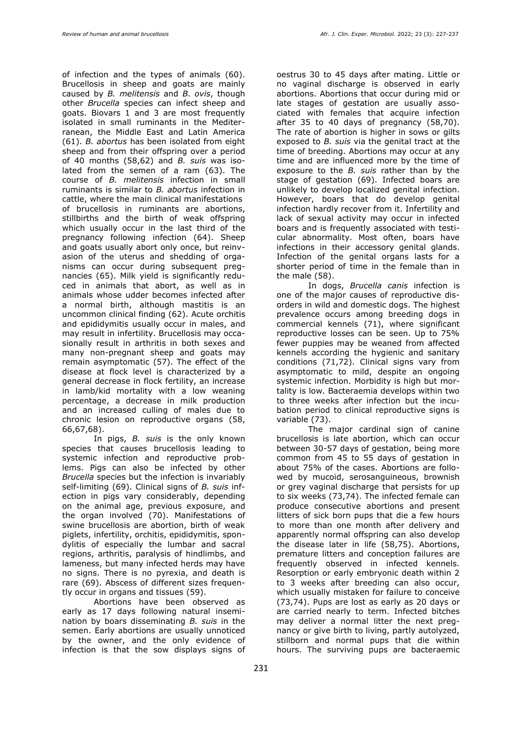of infection and the types of animals (60). Brucellosis in sheep and goats are mainly caused by *B. melitensis* and *B. ovis*, though other *Brucella* species can infect sheep and goats. Biovars 1 and 3 are most frequently isolated in small ruminants in the Mediterranean, the Middle East and Latin America (61). *B. abortus* has been isolated from eight sheep and from their offspring over a period of 40 months (58,62) and *B. suis* was isolated from the semen of a ram (63). The course of *B. melitensis* infection in small ruminants is similar to *B. abortus* infection in cattle, where the main clinical manifestations of brucellosis in ruminants are abortions, stillbirths and the birth of weak offspring which usually occur in the last third of the pregnancy following infection (64). Sheep and goats usually abort only once, but reinvasion of the uterus and shedding of organisms can occur during subsequent pregnancies (65). Milk yield is significantly reduced in animals that abort, as well as in animals whose udder becomes infected after a normal birth, although mastitis is an uncommon clinical finding (62). Acute orchitis and epididymitis usually occur in males, and may result in infertility. Brucellosis may occasionally result in arthritis in both sexes and many non-pregnant sheep and goats may remain asymptomatic (57). The effect of the disease at flock level is characterized by a general decrease in flock fertility, an increase in lamb/kid mortality with a low weaning percentage, a decrease in milk production and an increased culling of males due to chronic lesion on reproductive organs (58, 66,67,68).

In pigs, *B. suis* is the only known species that causes brucellosis leading to systemic infection and reproductive problems. Pigs can also be infected by other *Brucella* species but the infection is invariably self-limiting (69). Clinical signs of *B. suis* infection in pigs vary considerably, depending on the animal age, previous exposure, and the organ involved (70). Manifestations of swine brucellosis are abortion, birth of weak piglets, infertility, orchitis, epididymitis, spondylitis of especially the lumbar and sacral regions, arthritis, paralysis of hindlimbs, and lameness, but many infected herds may have no signs. There is no pyrexia, and death is rare (69). Abscess of different sizes frequently occur in organs and tissues (59).

Abortions have been observed as early as 17 days following natural insemination by boars disseminating *B. suis* in the semen. Early abortions are usually unnoticed by the owner, and the only evidence of infection is that the sow displays signs of oestrus 30 to 45 days after mating. Little or no vaginal discharge is observed in early abortions. Abortions that occur during mid or late stages of gestation are usually associated with females that acquire infection after 35 to 40 days of pregnancy (58,70). The rate of abortion is higher in sows or gilts exposed to *B. suis* via the genital tract at the time of breeding. Abortions may occur at any time and are influenced more by the time of exposure to the *B. suis* rather than by the stage of gestation (69). Infected boars are unlikely to develop localized genital infection. However, boars that do develop genital infection hardly recover from it. Infertility and lack of sexual activity may occur in infected boars and is frequently associated with testicular abnormality. Most often, boars have infections in their accessory genital glands. Infection of the genital organs lasts for a shorter period of time in the female than in the male (58).

In dogs, *Brucella canis* infection is one of the major causes of reproductive disorders in wild and domestic dogs. The highest prevalence occurs among breeding dogs in commercial kennels (71), where significant reproductive losses can be seen. Up to 75% fewer puppies may be weaned from affected kennels according the hygienic and sanitary conditions (71,72). Clinical signs vary from asymptomatic to mild, despite an ongoing systemic infection. Morbidity is high but mortality is low. Bacteraemia develops within two to three weeks after infection but the incubation period to clinical reproductive signs is variable (73).

The major cardinal sign of canine brucellosis is late abortion, which can occur between 30-57 days of gestation, being more common from 45 to 55 days of gestation in about 75% of the cases. Abortions are followed by mucoid, serosanguineous, brownish or grey vaginal discharge that persists for up to six weeks (73,74). The infected female can produce consecutive abortions and present litters of sick born pups that die a few hours to more than one month after delivery and apparently normal offspring can also develop the disease later in life (58,75). Abortions, premature litters and conception failures are frequently observed in infected kennels. Resorption or early embryonic death within 2 to 3 weeks after breeding can also occur, which usually mistaken for failure to conceive (73,74). Pups are lost as early as 20 days or are carried nearly to term. Infected bitches may deliver a normal litter the next pregnancy or give birth to living, partly autolyzed, stillborn and normal pups that die within hours. The surviving pups are bacteraemic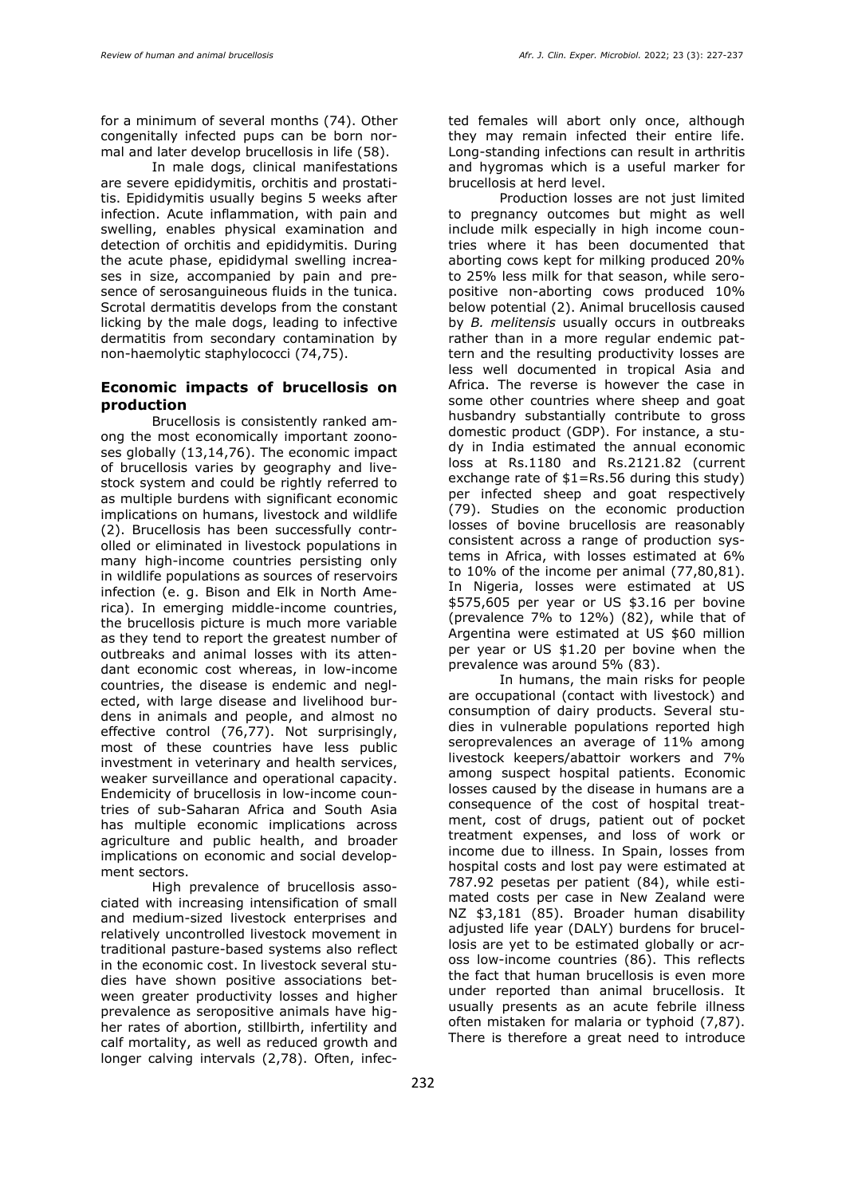for a minimum of several months (74). Other congenitally infected pups can be born normal and later develop brucellosis in life (58).

In male dogs, clinical manifestations are severe epididymitis, orchitis and prostatitis. Epididymitis usually begins 5 weeks after infection. Acute inflammation, with pain and swelling, enables physical examination and detection of orchitis and epididymitis. During the acute phase, epididymal swelling increases in size, accompanied by pain and presence of serosanguineous fluids in the tunica. Scrotal dermatitis develops from the constant licking by the male dogs, leading to infective dermatitis from secondary contamination by non-haemolytic staphylococci (74,75).

## Economic impacts of brucellosis on production

Brucellosis is consistently ranked among the most economically important zoonoses globally (13,14,76). The economic impact of brucellosis varies by geography and livestock system and could be rightly referred to as multiple burdens with significant economic implications on humans, livestock and wildlife (2). Brucellosis has been successfully controlled or eliminated in livestock populations in many high-income countries persisting only in wildlife populations as sources of reservoirs infection (e. g. Bison and Elk in North America). In emerging middle-income countries, the brucellosis picture is much more variable as they tend to report the greatest number of outbreaks and animal losses with its attendant economic cost whereas, in low-income countries, the disease is endemic and neglected, with large disease and livelihood burdens in animals and people, and almost no effective control (76,77). Not surprisingly, most of these countries have less public investment in veterinary and health services, weaker surveillance and operational capacity. Endemicity of brucellosis in low-income countries of sub-Saharan Africa and South Asia has multiple economic implications across agriculture and public health, and broader implications on economic and social development sectors.

High prevalence of brucellosis associated with increasing intensification of small and medium-sized livestock enterprises and relatively uncontrolled livestock movement in traditional pasture-based systems also reflect in the economic cost. In livestock several studies have shown positive associations between greater productivity losses and higher prevalence as seropositive animals have higher rates of abortion, stillbirth, infertility and calf mortality, as well as reduced growth and longer calving intervals (2,78). Often, infected females will abort only once, although they may remain infected their entire life. Long-standing infections can result in arthritis and hygromas which is a useful marker for brucellosis at herd level.

Production losses are not just limited to pregnancy outcomes but might as well include milk especially in high income countries where it has been documented that aborting cows kept for milking produced 20% to 25% less milk for that season, while seropositive non-aborting cows produced 10% below potential (2). Animal brucellosis caused by *B. melitensis* usually occurs in outbreaks rather than in a more regular endemic pattern and the resulting productivity losses are less well documented in tropical Asia and Africa. The reverse is however the case in some other countries where sheep and goat husbandry substantially contribute to gross domestic product (GDP). For instance, a study in India estimated the annual economic loss at Rs.1180 and Rs.2121.82 (current exchange rate of $1=Rs.56 during this study) per infected sheep and goat respectively (79). Studies on the economic production losses of bovine brucellosis are reasonably consistent across a range of production systems in Africa, with losses estimated at 6% to 10% of the income per animal (77,80,81). In Nigeria, losses were estimated at US $575,605 per year or US $3.16 per bovine (prevalence 7% to 12%) (82), while that of Argentina were estimated at US $60 million per year or US $1.20 per bovine when the prevalence was around 5% (83).

In humans, the main risks for people are occupational (contact with livestock) and consumption of dairy products. Several studies in vulnerable populations reported high seroprevalences an average of 11% among livestock keepers/abattoir workers and 7% among suspect hospital patients. Economic losses caused by the disease in humans are a consequence of the cost of hospital treatment, cost of drugs, patient out of pocket treatment expenses, and loss of work or income due to illness. In Spain, losses from hospital costs and lost pay were estimated at 787.92 pesetas per patient (84), while estimated costs per case in New Zealand were NZ $3,181 (85). Broader human disability adjusted life year (DALY) burdens for brucellosis are yet to be estimated globally or across low-income countries (86). This reflects the fact that human brucellosis is even more under reported than animal brucellosis. It usually presents as an acute febrile illness often mistaken for malaria or typhoid (7,87). There is therefore a great need to introduce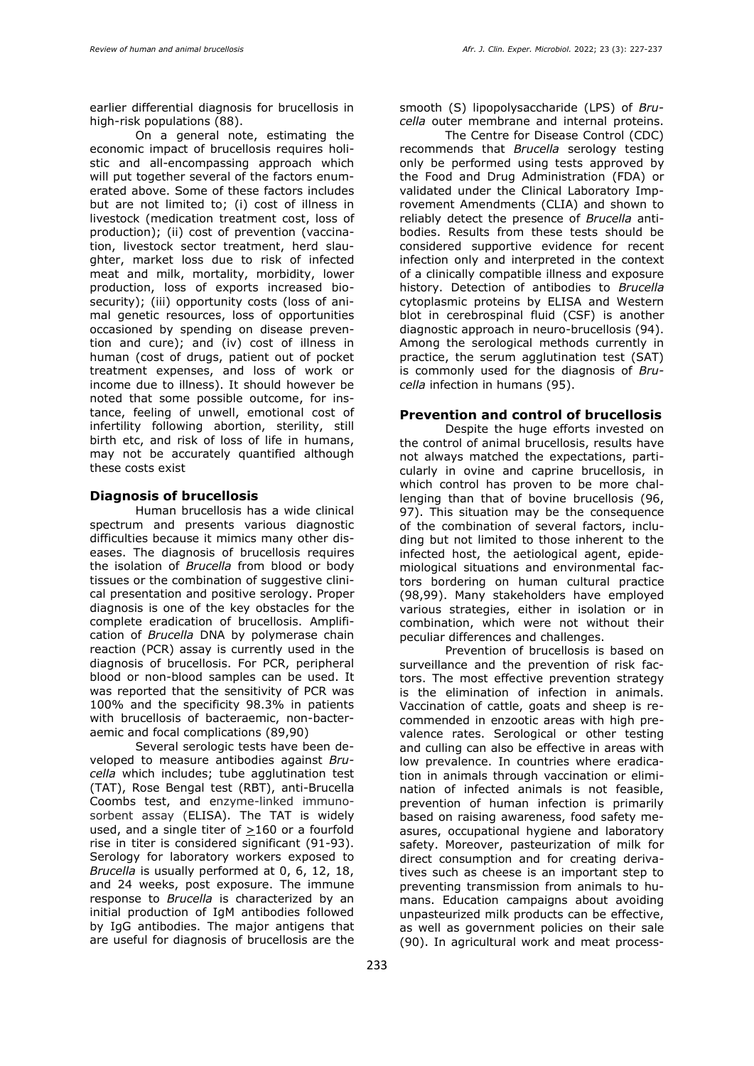earlier differential diagnosis for brucellosis in high-risk populations (88).

On a general note, estimating the economic impact of brucellosis requires holistic and all-encompassing approach which will put together several of the factors enumerated above. Some of these factors includes but are not limited to; (i) cost of illness in livestock (medication treatment cost, loss of production); (ii) cost of prevention (vaccination, livestock sector treatment, herd slaughter, market loss due to risk of infected meat and milk, mortality, morbidity, lower production, loss of exports increased biosecurity); (iii) opportunity costs (loss of animal genetic resources, loss of opportunities occasioned by spending on disease prevention and cure); and (iv) cost of illness in human (cost of drugs, patient out of pocket treatment expenses, and loss of work or income due to illness). It should however be noted that some possible outcome, for instance, feeling of unwell, emotional cost of infertility following abortion, sterility, still birth etc, and risk of loss of life in humans, may not be accurately quantified although these costs exist

## Diagnosis of brucellosis

Human brucellosis has a wide clinical spectrum and presents various diagnostic difficulties because it mimics many other diseases. The diagnosis of brucellosis requires the isolation of *Brucella* from blood or body tissues or the combination of suggestive clinical presentation and positive serology. Proper diagnosis is one of the key obstacles for the complete eradication of brucellosis. Amplification of *Brucella* DNA by polymerase chain reaction (PCR) assay is currently used in the diagnosis of brucellosis. For PCR, peripheral blood or non-blood samples can be used. It was reported that the sensitivity of PCR was 100% and the specificity 98.3% in patients with brucellosis of bacteraemic, non-bacteraemic and focal complications (89,90)

Several serologic tests have been developed to measure antibodies against *Brucella* which includes; tube agglutination test (TAT), Rose Bengal test (RBT), anti-Brucella Coombs test, and enzyme-linked immunosorbent assay (ELISA). The TAT is widely used, and a single titer of $\geq$160 or a fourfold rise in titer is considered significant (91-93). Serology for laboratory workers exposed to *Brucella* is usually performed at 0, 6, 12, 18, and 24 weeks, post exposure. The immune response to *Brucella* is characterized by an initial production of IgM antibodies followed by IgG antibodies. The major antigens that are useful for diagnosis of brucellosis are the smooth (S) lipopolysaccharide (LPS) of *Brucella* outer membrane and internal proteins.

The Centre for Disease Control (CDC) recommends that *Brucella* serology testing only be performed using tests approved by the Food and Drug Administration (FDA) or validated under the Clinical Laboratory Improvement Amendments (CLIA) and shown to reliably detect the presence of *Brucella* antibodies. Results from these tests should be considered supportive evidence for recent infection only and interpreted in the context of a clinically compatible illness and exposure history. Detection of antibodies to *Brucella* cytoplasmic proteins by ELISA and Western blot in cerebrospinal fluid (CSF) is another diagnostic approach in neuro-brucellosis (94). Among the serological methods currently in practice, the serum agglutination test (SAT) is commonly used for the diagnosis of *Brucella* infection in humans (95).

## Prevention and control of brucellosis

Despite the huge efforts invested on the control of animal brucellosis, results have not always matched the expectations, particularly in ovine and caprine brucellosis, in which control has proven to be more challenging than that of bovine brucellosis (96, 97). This situation may be the consequence of the combination of several factors, including but not limited to those inherent to the infected host, the aetiological agent, epidemiological situations and environmental factors bordering on human cultural practice (98,99). Many stakeholders have employed various strategies, either in isolation or in combination, which were not without their peculiar differences and challenges.

Prevention of brucellosis is based on surveillance and the prevention of risk factors. The most effective prevention strategy is the elimination of infection in animals. Vaccination of cattle, goats and sheep is recommended in enzootic areas with high prevalence rates. Serological or other testing and culling can also be effective in areas with low prevalence. In countries where eradication in animals through vaccination or elimination of infected animals is not feasible, prevention of human infection is primarily based on raising awareness, food safety measures, occupational hygiene and laboratory safety. Moreover, pasteurization of milk for direct consumption and for creating derivatives such as cheese is an important step to preventing transmission from animals to humans. Education campaigns about avoiding unpasteurized milk products can be effective, as well as government policies on their sale (90). In agricultural work and meat process-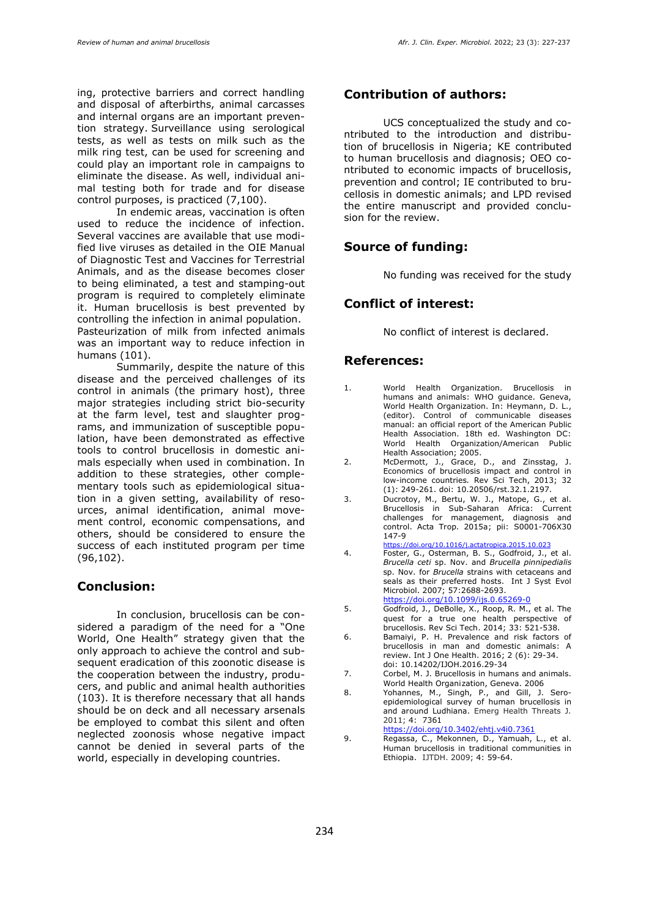ing, protective barriers and correct handling and disposal of afterbirths, animal carcasses and internal organs are an important prevention strategy. Surveillance using serological tests, as well as tests on milk such as the milk ring test, can be used for screening and could play an important role in campaigns to eliminate the disease. As well, individual animal testing both for trade and for disease control purposes, is practiced (7,100).

In endemic areas, vaccination is often used to reduce the incidence of infection. Several vaccines are available that use modified live viruses as detailed in the OIE Manual of Diagnostic Test and Vaccines for Terrestrial Animals, and as the disease becomes closer to being eliminated, a test and stamping-out program is required to completely eliminate it. Human brucellosis is best prevented by controlling the infection in animal population. Pasteurization of milk from infected animals was an important way to reduce infection in humans (101).

Summarily, despite the nature of this disease and the perceived challenges of its control in animals (the primary host), three major strategies including strict bio-security at the farm level, test and slaughter programs, and immunization of susceptible population, have been demonstrated as effective tools to control brucellosis in domestic animals especially when used in combination. In addition to these strategies, other complementary tools such as epidemiological situation in a given setting, availability of resources, animal identification, animal movement control, economic compensations, and others, should be considered to ensure the success of each instituted program per time (96,102).

## Conclusion:

In conclusion, brucellosis can be considered a paradigm of the need for a "One World, One Health" strategy given that the only approach to achieve the control and subsequent eradication of this zoonotic disease is the cooperation between the industry, producers, and public and animal health authorities (103). It is therefore necessary that all hands should be on deck and all necessary arsenals be employed to combat this silent and often neglected zoonosis whose negative impact cannot be denied in several parts of the world, especially in developing countries.

## Contribution of authors:

UCS conceptualized the study and contributed to the introduction and distribution of brucellosis in Nigeria; KE contributed to human brucellosis and diagnosis; OEO contributed to economic impacts of brucellosis, prevention and control; IE contributed to brucellosis in domestic animals; and LPD revised the entire manuscript and provided conclusion for the review.

## Source of funding:

No funding was received for the study

## Conflict of interest:

No conflict of interest is declared.

## References:

1. World Health Organization. Brucellosis in humans and animals: WHO guidance. Geneva, World Health Organization. In: Heymann, D. L., (editor). Control of communicable diseases manual: an official report of the American Public Health Association. 18th ed. Washington DC: World Health Organization/American Public Health Association; 2005.
2. McDermott, J., Grace, D., and Zinsstag, J. Economics of brucellosis impact and control in low-income countries. Rev Sci Tech, 2013; 32 (1): 249-261. doi: 10.20506/rst.32.1.2197.
3. Ducrotoy, M., Bertu, W. J., Matope, G., et al. Brucellosis in Sub-Saharan Africa: Current challenges for management, diagnosis and control. Acta Trop. 2015a; pii: S0001-706X30 147-9 https://doi.org/10.1016/j.actatropica.2015.10.023
4. Foster, G., Osterman, B. S., Godfroid, J., et al. *Brucella ceti* sp. Nov. and *Brucella pinnipedialis* sp. Nov. for *Brucella* strains with cetaceans and seals as their preferred hosts. Int J Syst Evol Microbiol. 2007; 57:2688-2693. https://doi.org/10.1099/ijs.0.65269-0
5. Godfroid, J., DeBolle, X., Roop, R. M., et al. The quest for a true one health perspective of brucellosis. Rev Sci Tech. 2014; 33: 521-538.
6. Bamaiyi, P. H. Prevalence and risk factors of brucellosis in man and domestic animals: A review. Int J One Health. 2016; 2 (6): 29-34. doi: 10.14202/IJOH.2016.29-34
7. Corbel, M. J. Brucellosis in humans and animals. World Health Organization, Geneva. 2006
8. Yohannes, M., Singh, P., and Gill, J. Sero-epidemiological survey of human brucellosis in and around Ludhiana. Emerg Health Threats J. 2011; 4: 7361 https://doi.org/10.3402/ehtj.v4i0.7361
9. Regassa, C., Mekonnen, D., Yamuah, L., et al. Human brucellosis in traditional communities in Ethiopia. IJTDH. 2009; 4: 59-64.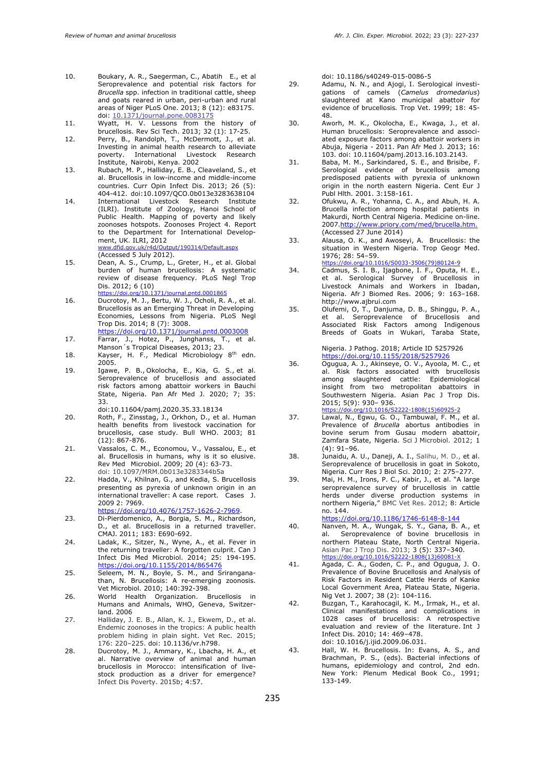10. Boukary, A. R., Saegerman, C., Abatih E., et al Seroprevalence and potential risk factors for *Brucella* spp. infection in traditional cattle, sheep and goats reared in urban, peri-urban and rural areas of Niger PLoS One. 2013; 8 (12): e83175. doi: 10.1371/journal.pone.0083175
11. Wyatt, H. V. Lessons from the history of brucellosis. Rev Sci Tech. 2013; 32 (1): 17-25.
12. Perry, B., Randolph, T., McDermott, J., et al. Investing in animal health research to alleviate poverty. International Livestock Research Institute, Nairobi, Kenya. 2002
13. Rubach, M. P., Halliday, E. B., Cleaveland, S., et al. Brucellosis in low-income and middle-income countries. Curr Opin Infect Dis. 2013; 26 (5): 404-412. doi:10.1097/QCO.0b013e3283638104
14. International Livestock Research Institute (ILRI). Institute of Zoology, Hanoi School of Public Health. Mapping of poverty and likely zoonoses hotspots. Zoonoses Project 4. Report to the Department for International Development, UK. ILRI, 2012 www.dfid.gov.uk/r4d/Output/190314/Default.aspx (Accessed 5 July 2012).
15. Dean, A. S., Crump, L., Greter, H., et al. Global burden of human brucellosis: A systematic review of disease frequency. PLoS Negl Trop Dis. 2012; 6 (10) https://doi.org/10.1371/journal.pntd.0001865
16. Ducrotoy, M. J., Bertu, W. J., Ocholi, R. A., et al. Brucellosis as an Emerging Threat in Developing Economies, Lessons from Nigeria. PLoS Negl Trop Dis. 2014; 8 (7): 3008. https://doi.org/10.1371/journal.pntd.0003008
17. Farrar, J., Hotez, P., Junghanss, T., et al. Manson´s Tropical Diseases, 2013; 23.
18. Kayser, H. F., Medical Microbiology 8th edn. 2005.
19. Igawe, P. B., Okolocha, E., Kia, G. S., et al. Seroprevalence of brucellosis and associated risk factors among abattoir workers in Bauchi State, Nigeria. Pan Afr Med J. 2020; 7; 35: 33. doi:10.11604/pamj.2020.35.33.18134
20. Roth, F., Zinsstag, J., Orkhon, D., et al. Human health benefits from livestock vaccination for brucellosis, case study. Bull WHO. 2003; 81 (12): 867-876.
21. Vassalos, C. M., Economou, V., Vassalou, E., et al. Brucellosis in humans, why is it so elusive. Rev Med Microbiol. 2009; 20 (4): 63-73. doi: 10.1097/MRM.0b013e3283344b5a
22. Hadda, V., Khilnan, G., and Kedia, S. Brucellosis presenting as pyrexia of unknown origin in an international traveller: A case report. Cases J. 2009 2: 7969. https://doi.org/10.4076/1757-1626-2-7969.
23. Di-Pierdomenico, A., Borgia, S. M., Richardson, D., et al. Brucellosis in a returned traveller. CMAJ. 2011; 183: E690-692.
24. Ladak, K., Sitzer, N., Wyne, A., et al. Fever in the returning traveller: A forgotten culprit. Can J Infect Dis Med Microbiol. 2014; 25: 194-195. https://doi.org/10.1155/2014/865476
25. Seleem, M. N., Boyle, S. M., and Sriranganathan, N. Brucellosis: A re-emerging zoonosis. Vet Microbiol. 2010; 140:392-398.
26. World Health Organization. Brucellosis in Humans and Animals, WHO, Geneva, Switzerland. 2006
27. Halliday, J. E. B., Allan, K. J., Ekwem, D., et al. Endemic zoonoses in the tropics: A public health problem hiding in plain sight. Vet Rec. 2015; 176: 220–225. doi: 10.1136/vr.h798.
28. Ducrotoy, M. J., Ammary, K., Lbacha, H. A., et al. Narrative overview of animal and human brucellosis in Morocco: intensification of livestock production as a driver for emergence? Infect Dis Poverty. 2015b; 4:57. doi: 10.1186/s40249-015-0086-5
29. Adamu, N. N., and Ajogi, I. Serological investigations of camels (*Camelus dromedarius*) slaughtered at Kano municipal abattoir for evidence of brucellosis. Trop Vet. 1999; 18: 45-48.
30. Aworh, M. K., Okolocha, E., Kwaga, J., et al. Human brucellosis: Seroprevalence and associated exposure factors among abattoir workers in Abuja, Nigeria - 2011. Pan Afr Med J. 2013; 16: 103. doi: 10.11604/pamj.2013.16.103.2143.
31. Baba, M. M., Sarkindared, S. E., and Brisibe, F. Serological evidence of brucellosis among predisposed patients with pyrexia of unknown origin in the north eastern Nigeria. Cent Eur J Publ Hlth. 2001. 3:158-161.
32. Ofukwu, A. R., Yohanna, C. A., and Abuh, H. A. Brucella infection among hospital patients in Makurdi, North Central Nigeria. Medicine on-line. 2007.http://www.priory.com/med/brucella.htm. (Accessed 27 June 2014)
33. Alausa, O. K., and Awoseyi, A. Brucellosis: the situation in Western Nigeria. Trop Geogr Med. 1976; 28: 54–59. https://doi.org/10.1016/S0033-3506(79)80124-9
34. Cadmus, S. I. B., Ijagbone, I. F., Oputa, H. E., et al. Serological Survey of Brucellosis in Livestock Animals and Workers in Ibadan, Nigeria. Afr J Biomed Res. 2006; 9: 163–168. http://www.ajbrui.com
35. Olufemi, O, T., Danjuma, D. B., Shinggu, P. A., et al. Seroprevalence of Brucellosis and Associated Risk Factors among Indigenous Breeds of Goats in Wukari, Taraba State, Nigeria. J Pathog. 2018; Article ID 5257926 https://doi.org/10.1155/2018/5257926
36. Ogugua, A. J., Akinseye, O. V., Ayoola, M. C., et al. Risk factors associated with brucellosis among slaughtered cattle: Epidemiological insight from two metropolitan abattoirs in Southwestern Nigeria. Asian Pac J Trop Dis. 2015; 5(9): 930– 936. https://doi.org/10.1016/S2222-1808(15)60925-2
37. Lawal, N., Egwu, G. O., Tambuwal, F. M., et al. Prevalence of *Brucella* abortus antibodies in bovine serum from Gusau modern abattoir, Zamfara State, Nigeria. Sci J Microbiol. 2012; 1 (4): 91–96.
38. Junaidu, A. U., Daneji, A. I., Salihu, M. D., et al. Seroprevalence of brucellosis in goat in Sokoto, Nigeria. Curr Res J Biol Sci. 2010; 2: 275–277.
39. Mai, H. M., Irons, P. C., Kabir, J., et al. "A large seroprevalence survey of brucellosis in cattle herds under diverse production systems in northern Nigeria," BMC Vet Res. 2012; 8: Article no. 144. https://doi.org/10.1186/1746-6148-8-144
40. Nanven, M. A., Wungak, S. Y., Gana, B. A., et al. Seroprevalence of bovine brucellosis in northern Plateau State, North Central Nigeria. Asian Pac J Trop Dis. 2013; 3 (5): 337–340. https://doi.org/10.1016/S2222-1808(13)60081-X
41. Agada, C. A., Goden, C. P., and Ogugua, J. O. Prevalence of Bovine Brucellosis and Analysis of Risk Factors in Resident Cattle Herds of Kanke Local Government Area, Plateau State, Nigeria. Nig Vet J. 2007; 38 (2): 104-116.
42. Buzgan, T., Karahocagil, K. M., Irmak, H., et al. Clinical manifestations and complications in 1028 cases of brucellosis: A retrospective evaluation and review of the literature. Int J Infect Dis. 2010; 14: 469–478. doi: 10.1016/j.ijid.2009.06.031.
43. Hall, W. H. Brucellosis. In: Evans, A. S., and Brachman, P. S., (eds). Bacterial infections of humans, epidemiology and control, 2nd edn. New York: Plenum Medical Book Co., 1991; 133-149.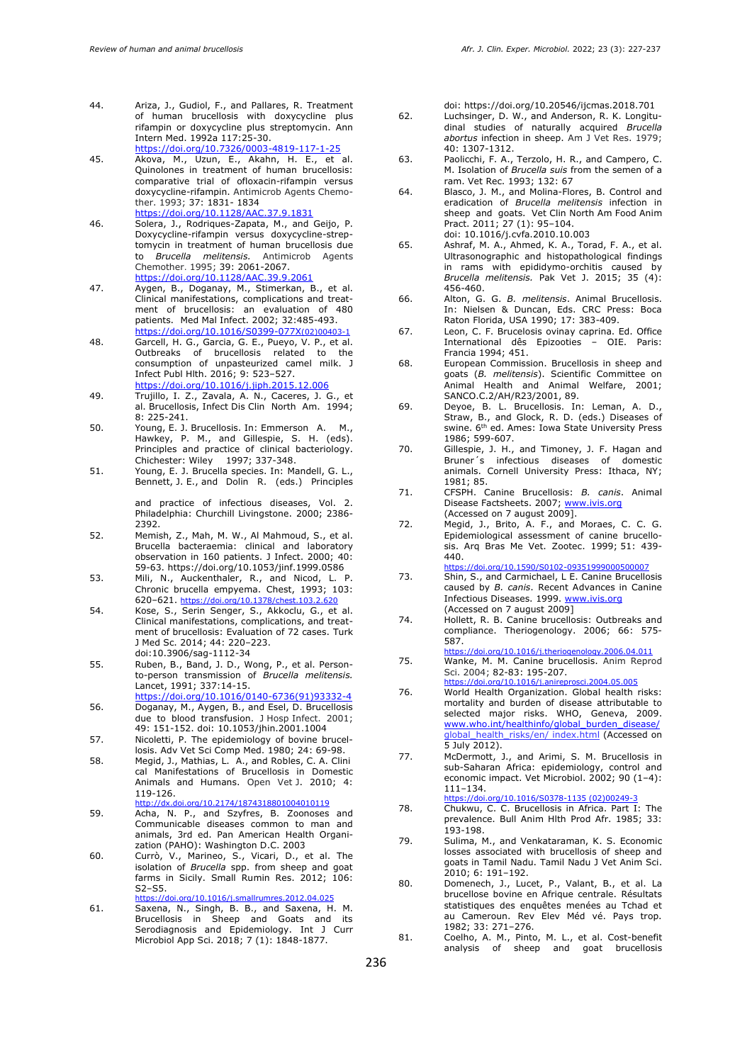44. Ariza, J., Gudiol, F., and Pallares, R. Treatment of human brucellosis with doxycycline plus rifampin or doxycycline plus streptomycin. Ann Intern Med. 1992a 117:25-30. https://doi.org/10.7326/0003-4819-117-1-25
45. Akova, M., Uzun, E., Akahn, H. E., et al. Quinolones in treatment of human brucellosis: comparative trial of ofloxacin-rifampin versus doxycycline-rifampin. Antimicrob Agents Chemother. 1993; 37: 1831- 1834 https://doi.org/10.1128/AAC.37.9.1831
46. Solera, J., Rodriques-Zapata, M., and Geijo, P. Doxycycline-rifampin versus doxycycline-streptomycin in treatment of human brucellosis due to *Brucella melitensis.* Antimicrob Agents Chemother. 1995; 39: 2061-2067. https://doi.org/10.1128/AAC.39.9.2061
47. Aygen, B., Doganay, M., Stimerkan, B., et al. Clinical manifestations, complications and treatment of brucellosis: an evaluation of 480 patients. Med Mal Infect. 2002; 32:485-493. https://doi.org/10.1016/S0399-077X(02)00403-1
48. Garcell, H. G., Garcia, G. E., Pueyo, V. P., et al. Outbreaks of brucellosis related to the consumption of unpasteurized camel milk. J Infect Publ Hlth. 2016; 9: 523–527. https://doi.org/10.1016/j.jiph.2015.12.006
49. Trujillo, I. Z., Zavala, A. N., Caceres, J. G., et al. Brucellosis, Infect Dis Clin North Am. 1994; 8: 225-241.
50. Young, E. J. Brucellosis. In: Emmerson A. M., Hawkey, P. M., and Gillespie, S. H. (eds). Principles and practice of clinical bacteriology. Chichester: Wiley 1997; 337-348.
51. Young, E. J. Brucella species. In: Mandell, G. L., Bennett, J. E., and Dolin R. (eds.) Principles and practice of infectious diseases, Vol. 2. Philadelphia: Churchill Livingstone. 2000; 2386-2392.
52. Memish, Z., Mah, M. W., Al Mahmoud, S., et al. Brucella bacteraemia: clinical and laboratory observation in 160 patients. J Infect. 2000; 40: 59-63. https://doi.org/10.1053/jinf.1999.0586
53. Mili, N., Auckenthaler, R., and Nicod, L. P. Chronic brucella empyema. Chest, 1993; 103: 620–621. https://doi.org/10.1378/chest.103.2.620
54. Kose, S., Serin Senger, S., Akkoclu, G., et al. Clinical manifestations, complications, and treatment of brucellosis: Evaluation of 72 cases. Turk J Med Sc. 2014; 44: 220–223. doi:10.3906/sag-1112-34
55. Ruben, B., Band, J. D., Wong, P., et al. Person-to-person transmission of *Brucella melitensis.* Lancet, 1991; 337:14-15. https://doi.org/10.1016/0140-6736(91)93332-4
56. Doganay, M., Aygen, B., and Esel, D. Brucellosis due to blood transfusion. J Hosp Infect. 2001; 49: 151-152. doi: 10.1053/jhin.2001.1004
57. Nicoletti, P. The epidemiology of bovine brucellosis. Adv Vet Sci Comp Med. 1980; 24: 69-98.
58. Megid, J., Mathias, L. A., and Robles, C. A. Clinical Manifestations of Brucellosis in Domestic Animals and Humans. Open Vet J. 2010; 4: 119-126. http://dx.doi.org/10.2174/1874318801004010119
59. Acha, N. P., and Szyfres, B. Zoonoses and Communicable diseases common to man and animals, 3rd ed. Pan American Health Organization (PAHO): Washington D.C. 2003
60. Currò, V., Marineo, S., Vicari, D., et al. The isolation of *Brucella* spp. from sheep and goat farms in Sicily. Small Rumin Res. 2012; 106: S2–S5. https://doi.org/10.1016/j.smallrumres.2012.04.025
61. Saxena, N., Singh, B. B., and Saxena, H. M. Brucellosis in Sheep and Goats and its Serodiagnosis and Epidemiology. Int J Curr Microbiol App Sci. 2018; 7 (1): 1848-1877. doi: https://doi.org/10.20546/ijcmas.2018.701
62. Luchsinger, D. W., and Anderson, R. K. Longitudinal studies of naturally acquired *Brucella abortus* infection in sheep. Am J Vet Res. 1979; 40: 1307-1312.
63. Paolicchi, F. A., Terzolo, H. R., and Campero, C. M. Isolation of *Brucella suis* from the semen of a ram. Vet Rec. 1993; 132: 67
64. Blasco, J. M., and Molina-Flores, B. Control and eradication of *Brucella melitensis* infection in sheep and goats. Vet Clin North Am Food Anim Pract. 2011; 27 (1): 95–104. doi: 10.1016/j.cvfa.2010.10.003
65. Ashraf, M. A., Ahmed, K. A., Torad, F. A., et al. Ultrasonographic and histopathological findings in rams with epididymo-orchitis caused by *Brucella melitensis.* Pak Vet J. 2015; 35 (4): 456-460.
66. Alton, G. G. *B. melitensis*. Animal Brucellosis. In: Nielsen & Duncan, Eds. CRC Press: Boca Raton Florida, USA 1990; 17: 383-409.
67. Leon, C. F. Brucelosis ovinay caprina. Ed. Office International dês Epizooties – OIE. Paris: Francia 1994; 451.
68. European Commission. Brucellosis in sheep and goats (*B. melitensis*). Scientific Committee on Animal Health and Animal Welfare, 2001; SANCO.C.2/AH/R23/2001, 89.
69. Deyoe, B. L. Brucellosis. In: Leman, A. D., Straw, B., and Glock, R. D. (eds.) Diseases of swine. 6th ed. Ames: Iowa State University Press 1986; 599-607.
70. Gillespie, J. H., and Timoney, J. F. Hagan and Bruner´s infectious diseases of domestic animals. Cornell University Press: Ithaca, NY; 1981; 85.
71. CFSPH. Canine Brucellosis: *B. canis*. Animal Disease Factsheets. 2007; www.ivis.org (Accessed on 7 august 2009].
72. Megid, J., Brito, A. F., and Moraes, C. C. G. Epidemiological assessment of canine brucellosis. Arq Bras Me Vet. Zootec. 1999; 51: 439-440. https://doi.org/10.1590/S0102-09351999000500007
73. Shin, S., and Carmichael, L E. Canine Brucellosis caused by *B. canis*. Recent Advances in Canine Infectious Diseases. 1999. www.ivis.org (Accessed on 7 august 2009]
74. Hollett, R. B. Canine brucellosis: Outbreaks and compliance. Theriogenology. 2006; 66: 575-587. https://doi.org/10.1016/j.theriogenology.2006.04.011
75. Wanke, M. M. Canine brucellosis. Anim Reprod Sci. 2004; 82-83: 195-207. https://doi.org/10.1016/j.anireprosci.2004.05.005
76. World Health Organization. Global health risks: mortality and burden of disease attributable to selected major risks. WHO, Geneva, 2009. www.who.int/healthinfo/global_burden_disease/global_health_risks/en/ index.html (Accessed on 5 July 2012).
77. McDermott, J., and Arimi, S. M. Brucellosis in sub-Saharan Africa: epidemiology, control and economic impact. Vet Microbiol. 2002; 90 (1–4): 111–134. https://doi.org/10.1016/S0378-1135 (02)00249-3
78. Chukwu, C. C. Brucellosis in Africa. Part I: The prevalence. Bull Anim Hlth Prod Afr. 1985; 33: 193-198.
79. Sulima, M., and Venkataraman, K. S. Economic losses associated with brucellosis of sheep and goats in Tamil Nadu. Tamil Nadu J Vet Anim Sci. 2010; 6: 191–192.
80. Domenech, J., Lucet, P., Valant, B., et al. La brucellose bovine en Afrique centrale. Résultats statistiques des enquêtes menées au Tchad et au Cameroun. Rev Elev Méd vé. Pays trop. 1982; 33: 271–276.
81. Coelho, A. M., Pinto, M. L., et al. Cost-benefit analysis of sheep and goat brucellosis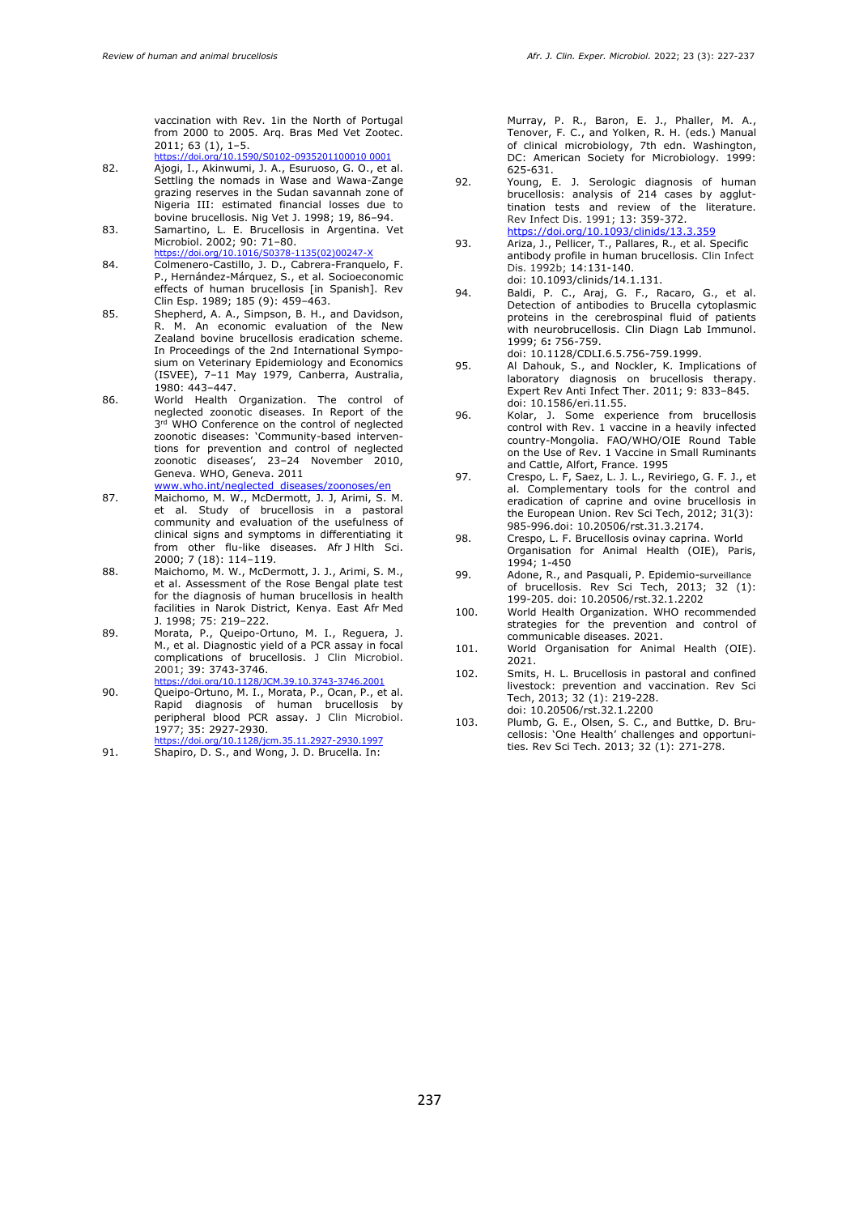vaccination with Rev. 1in the North of Portugal from 2000 to 2005. Arq. Bras Med Vet Zootec. 2011; 63 (1), 1–5. https://doi.org/10.1590/S0102-0935201100010 0001

82. Ajogi, I., Akinwumi, J. A., Esuruoso, G. O., et al. Settling the nomads in Wase and Wawa-Zange grazing reserves in the Sudan savannah zone of Nigeria III: estimated financial losses due to bovine brucellosis. Nig Vet J. 1998; 19, 86–94.
83. Samartino, L. E. Brucellosis in Argentina. Vet Microbiol. 2002; 90: 71–80. https://doi.org/10.1016/S0378-1135(02)00247-X
84. Colmenero-Castillo, J. D., Cabrera-Franquelo, F. P., Hernández-Márquez, S., et al. Socioeconomic effects of human brucellosis [in Spanish]. Rev Clin Esp. 1989; 185 (9): 459–463.
85. Shepherd, A. A., Simpson, B. H., and Davidson, R. M. An economic evaluation of the New Zealand bovine brucellosis eradication scheme. In Proceedings of the 2nd International Symposium on Veterinary Epidemiology and Economics (ISVEE), 7–11 May 1979, Canberra, Australia, 1980: 443–447.
86. World Health Organization. The control of neglected zoonotic diseases. In Report of the 3rd WHO Conference on the control of neglected zoonotic diseases: 'Community-based interventions for prevention and control of neglected zoonotic diseases', 23–24 November 2010, Geneva. WHO, Geneva. 2011 www.who.int/neglected_diseases/zoonoses/en
87. Maichomo, M. W., McDermott, J. J, Arimi, S. M. et al. Study of brucellosis in a pastoral community and evaluation of the usefulness of clinical signs and symptoms in differentiating it from other flu-like diseases. Afr J Hlth Sci. 2000; 7 (18): 114–119.
88. Maichomo, M. W., McDermott, J. J., Arimi, S. M., et al. Assessment of the Rose Bengal plate test for the diagnosis of human brucellosis in health facilities in Narok District, Kenya. East Afr Med J. 1998; 75: 219–222.
89. Morata, P., Queipo-Ortuno, M. I., Reguera, J. M., et al. Diagnostic yield of a PCR assay in focal complications of brucellosis. J Clin Microbiol. 2001; 39: 3743-3746. https://doi.org/10.1128/JCM.39.10.3743-3746.2001
90. Queipo-Ortuno, M. I., Morata, P., Ocan, P., et al. Rapid diagnosis of human brucellosis by peripheral blood PCR assay. J Clin Microbiol. 1977; 35: 2927-2930. https://doi.org/10.1128/jcm.35.11.2927-2930.1997
91. Shapiro, D. S., and Wong, J. D. Brucella. In: Murray, P. R., Baron, E. J., Phaller, M. A., Tenover, F. C., and Yolken, R. H. (eds.) Manual of clinical microbiology, 7th edn. Washington, DC: American Society for Microbiology. 1999: 625-631.
92. Young, E. J. Serologic diagnosis of human brucellosis: analysis of 214 cases by agglutination tests and review of the literature. Rev Infect Dis. 1991; 13: 359-372. https://doi.org/10.1093/clinids/13.3.359
93. Ariza, J., Pellicer, T., Pallares, R., et al. Specific antibody profile in human brucellosis. Clin Infect Dis. 1992b; 14:131-140. doi: 10.1093/clinids/14.1.131.
94. Baldi, P. C., Araj, G. F., Racaro, G., et al. Detection of antibodies to Brucella cytoplasmic proteins in the cerebrospinal fluid of patients with neurobrucellosis. Clin Diagn Lab Immunol. 1999; 6: 756-759. doi: 10.1128/CDLI.6.5.756-759.1999.
95. Al Dahouk, S., and Nockler, K. Implications of laboratory diagnosis on brucellosis therapy. Expert Rev Anti Infect Ther. 2011; 9: 833–845. doi: 10.1586/eri.11.55.
96. Kolar, J. Some experience from brucellosis control with Rev. 1 vaccine in a heavily infected country-Mongolia. FAO/WHO/OIE Round Table on the Use of Rev. 1 Vaccine in Small Ruminants and Cattle, Alfort, France. 1995
97. Crespo, L. F, Saez, L. J. L., Reviriego, G. F. J., et al. Complementary tools for the control and eradication of caprine and ovine brucellosis in the European Union. Rev Sci Tech, 2012; 31(3): 985-996.doi: 10.20506/rst.31.3.2174.
98. Crespo, L. F. Brucellosis ovinay caprina. World Organisation for Animal Health (OIE), Paris, 1994; 1-450
99. Adone, R., and Pasquali, P. Epidemio-surveillance of brucellosis. Rev Sci Tech, 2013; 32 (1): 199-205. doi: 10.20506/rst.32.1.2202
100. World Health Organization. WHO recommended strategies for the prevention and control of communicable diseases. 2021.
101. World Organisation for Animal Health (OIE). 2021.
102. Smits, H. L. Brucellosis in pastoral and confined livestock: prevention and vaccination. Rev Sci Tech, 2013; 32 (1): 219-228. doi: 10.20506/rst.32.1.2200
103. Plumb, G. E., Olsen, S. C., and Buttke, D. Brucellosis: 'One Health' challenges and opportunities. Rev Sci Tech. 2013; 32 (1): 271-278.